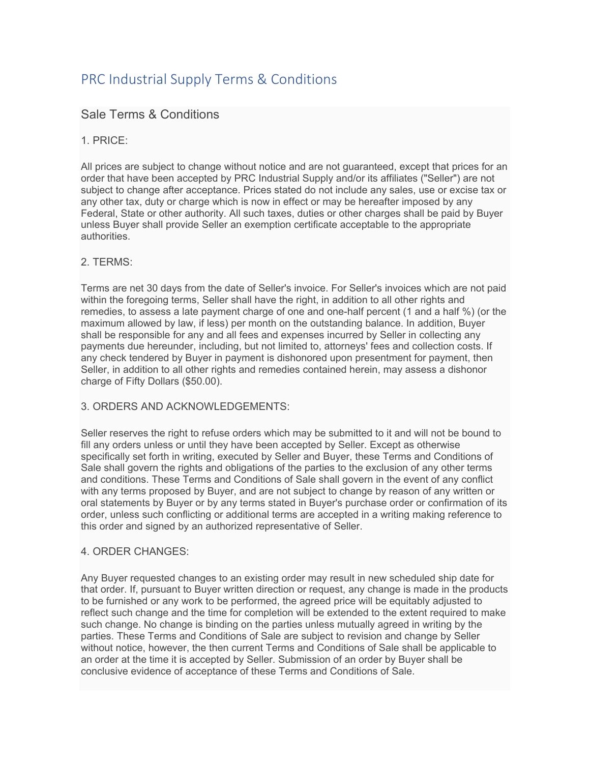# PRC Industrial Supply Terms & Conditions

## Sale Terms & Conditions

### 1. PRICE:

All prices are subject to change without notice and are not guaranteed, except that prices for an order that have been accepted by PRC Industrial Supply and/or its affiliates ("Seller") are not subject to change after acceptance. Prices stated do not include any sales, use or excise tax or any other tax, duty or charge which is now in effect or may be hereafter imposed by any Federal, State or other authority. All such taxes, duties or other charges shall be paid by Buyer unless Buyer shall provide Seller an exemption certificate acceptable to the appropriate authorities.

### 2. TERMS:

Terms are net 30 days from the date of Seller's invoice. For Seller's invoices which are not paid within the foregoing terms, Seller shall have the right, in addition to all other rights and remedies, to assess a late payment charge of one and one-half percent (1 and a half %) (or the maximum allowed by law, if less) per month on the outstanding balance. In addition, Buyer shall be responsible for any and all fees and expenses incurred by Seller in collecting any payments due hereunder, including, but not limited to, attorneys' fees and collection costs. If any check tendered by Buyer in payment is dishonored upon presentment for payment, then Seller, in addition to all other rights and remedies contained herein, may assess a dishonor charge of Fifty Dollars ($50.00).

### 3. ORDERS AND ACKNOWLEDGEMENTS:

Seller reserves the right to refuse orders which may be submitted to it and will not be bound to fill any orders unless or until they have been accepted by Seller. Except as otherwise specifically set forth in writing, executed by Seller and Buyer, these Terms and Conditions of Sale shall govern the rights and obligations of the parties to the exclusion of any other terms and conditions. These Terms and Conditions of Sale shall govern in the event of any conflict with any terms proposed by Buyer, and are not subject to change by reason of any written or oral statements by Buyer or by any terms stated in Buyer's purchase order or confirmation of its order, unless such conflicting or additional terms are accepted in a writing making reference to this order and signed by an authorized representative of Seller.

### 4. ORDER CHANGES:

Any Buyer requested changes to an existing order may result in new scheduled ship date for that order. If, pursuant to Buyer written direction or request, any change is made in the products to be furnished or any work to be performed, the agreed price will be equitably adjusted to reflect such change and the time for completion will be extended to the extent required to make such change. No change is binding on the parties unless mutually agreed in writing by the parties. These Terms and Conditions of Sale are subject to revision and change by Seller without notice, however, the then current Terms and Conditions of Sale shall be applicable to an order at the time it is accepted by Seller. Submission of an order by Buyer shall be conclusive evidence of acceptance of these Terms and Conditions of Sale.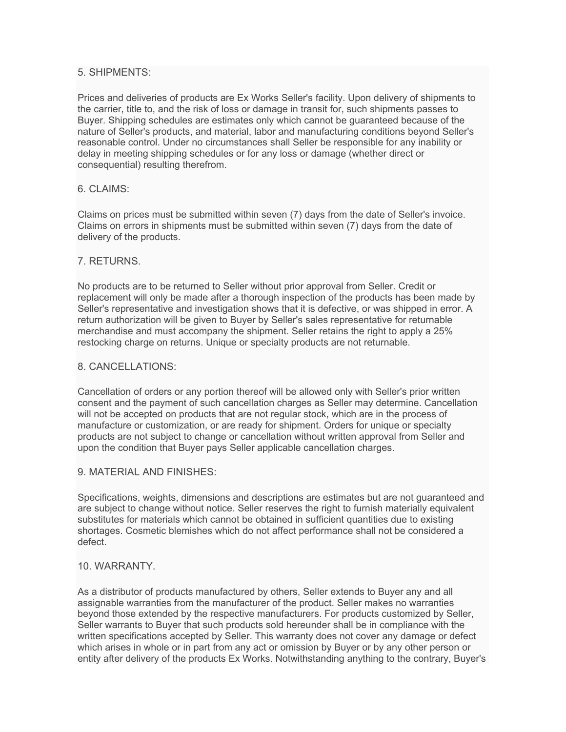## 5. SHIPMENTS:

Prices and deliveries of products are Ex Works Seller's facility. Upon delivery of shipments to the carrier, title to, and the risk of loss or damage in transit for, such shipments passes to Buyer. Shipping schedules are estimates only which cannot be guaranteed because of the nature of Seller's products, and material, labor and manufacturing conditions beyond Seller's reasonable control. Under no circumstances shall Seller be responsible for any inability or delay in meeting shipping schedules or for any loss or damage (whether direct or consequential) resulting therefrom.

## 6. CLAIMS:

Claims on prices must be submitted within seven (7) days from the date of Seller's invoice. Claims on errors in shipments must be submitted within seven (7) days from the date of delivery of the products.

## 7. RETURNS.

No products are to be returned to Seller without prior approval from Seller. Credit or replacement will only be made after a thorough inspection of the products has been made by Seller's representative and investigation shows that it is defective, or was shipped in error. A return authorization will be given to Buyer by Seller's sales representative for returnable merchandise and must accompany the shipment. Seller retains the right to apply a 25% restocking charge on returns. Unique or specialty products are not returnable.

## 8. CANCELLATIONS:

Cancellation of orders or any portion thereof will be allowed only with Seller's prior written consent and the payment of such cancellation charges as Seller may determine. Cancellation will not be accepted on products that are not regular stock, which are in the process of manufacture or customization, or are ready for shipment. Orders for unique or specialty products are not subject to change or cancellation without written approval from Seller and upon the condition that Buyer pays Seller applicable cancellation charges.

## 9. MATERIAL AND FINISHES:

Specifications, weights, dimensions and descriptions are estimates but are not guaranteed and are subject to change without notice. Seller reserves the right to furnish materially equivalent substitutes for materials which cannot be obtained in sufficient quantities due to existing shortages. Cosmetic blemishes which do not affect performance shall not be considered a defect.

## 10. WARRANTY.

As a distributor of products manufactured by others, Seller extends to Buyer any and all assignable warranties from the manufacturer of the product. Seller makes no warranties beyond those extended by the respective manufacturers. For products customized by Seller, Seller warrants to Buyer that such products sold hereunder shall be in compliance with the written specifications accepted by Seller. This warranty does not cover any damage or defect which arises in whole or in part from any act or omission by Buyer or by any other person or entity after delivery of the products Ex Works. Notwithstanding anything to the contrary, Buyer's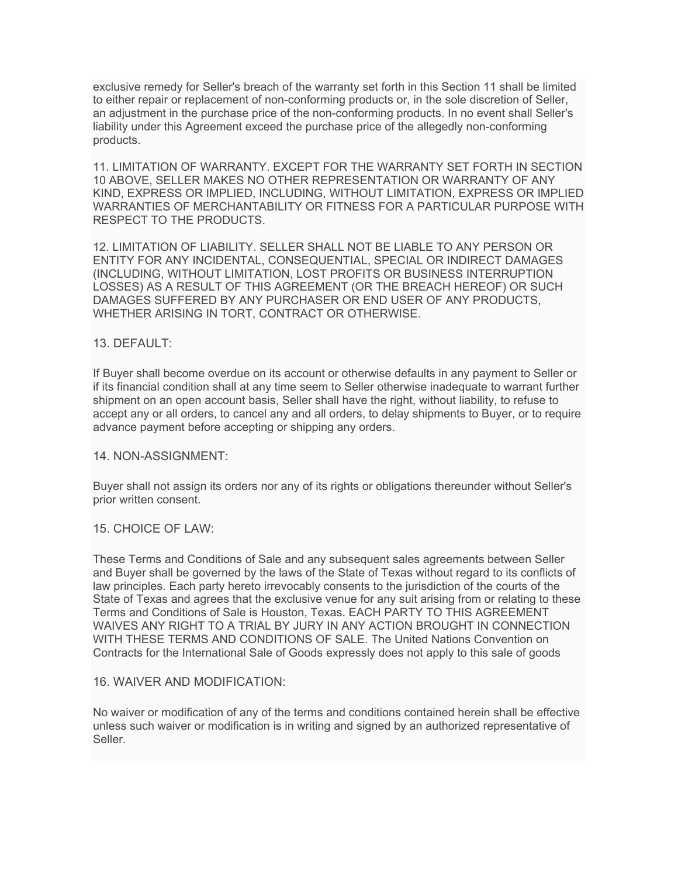exclusive remedy for Seller's breach of the warranty set forth in this Section 11 shall be limited to either repair or replacement of non-conforming products or, in the sole discretion of Seller, an adjustment in the purchase price of the non-conforming products. In no event shall Seller's liability under this Agreement exceed the purchase price of the allegedly non-conforming products.

11. LIMITATION OF WARRANTY. EXCEPT FOR THE WARRANTY SET FORTH IN SECTION 10 ABOVE, SELLER MAKES NO OTHER REPRESENTATION OR WARRANTY OF ANY KIND, EXPRESS OR IMPLIED, INCLUDING, WITHOUT LIMITATION, EXPRESS OR IMPLIED WARRANTIES OF MERCHANTABILITY OR FITNESS FOR A PARTICULAR PURPOSE WITH RESPECT TO THE PRODUCTS.

12. LIMITATION OF LIABILITY. SELLER SHALL NOT BE LIABLE TO ANY PERSON OR ENTITY FOR ANY INCIDENTAL, CONSEQUENTIAL, SPECIAL OR INDIRECT DAMAGES (INCLUDING, WITHOUT LIMITATION, LOST PROFITS OR BUSINESS INTERRUPTION LOSSES) AS A RESULT OF THIS AGREEMENT (OR THE BREACH HEREOF) OR SUCH DAMAGES SUFFERED BY ANY PURCHASER OR END USER OF ANY PRODUCTS, WHETHER ARISING IN TORT, CONTRACT OR OTHERWISE.

13. DEFAULT:

If Buyer shall become overdue on its account or otherwise defaults in any payment to Seller or if its financial condition shall at any time seem to Seller otherwise inadequate to warrant further shipment on an open account basis, Seller shall have the right, without liability, to refuse to accept any or all orders, to cancel any and all orders, to delay shipments to Buyer, or to require advance payment before accepting or shipping any orders.

14. NON-ASSIGNMENT:

Buyer shall not assign its orders nor any of its rights or obligations thereunder without Seller's prior written consent.

15. CHOICE OF LAW:

These Terms and Conditions of Sale and any subsequent sales agreements between Seller and Buyer shall be governed by the laws of the State of Texas without regard to its conflicts of law principles. Each party hereto irrevocably consents to the jurisdiction of the courts of the State of Texas and agrees that the exclusive venue for any suit arising from or relating to these Terms and Conditions of Sale is Houston, Texas. EACH PARTY TO THIS AGREEMENT WAIVES ANY RIGHT TO A TRIAL BY JURY IN ANY ACTION BROUGHT IN CONNECTION WITH THESE TERMS AND CONDITIONS OF SALE. The United Nations Convention on Contracts for the International Sale of Goods expressly does not apply to this sale of goods

16. WAIVER AND MODIFICATION:

No waiver or modification of any of the terms and conditions contained herein shall be effective unless such waiver or modification is in writing and signed by an authorized representative of Seller.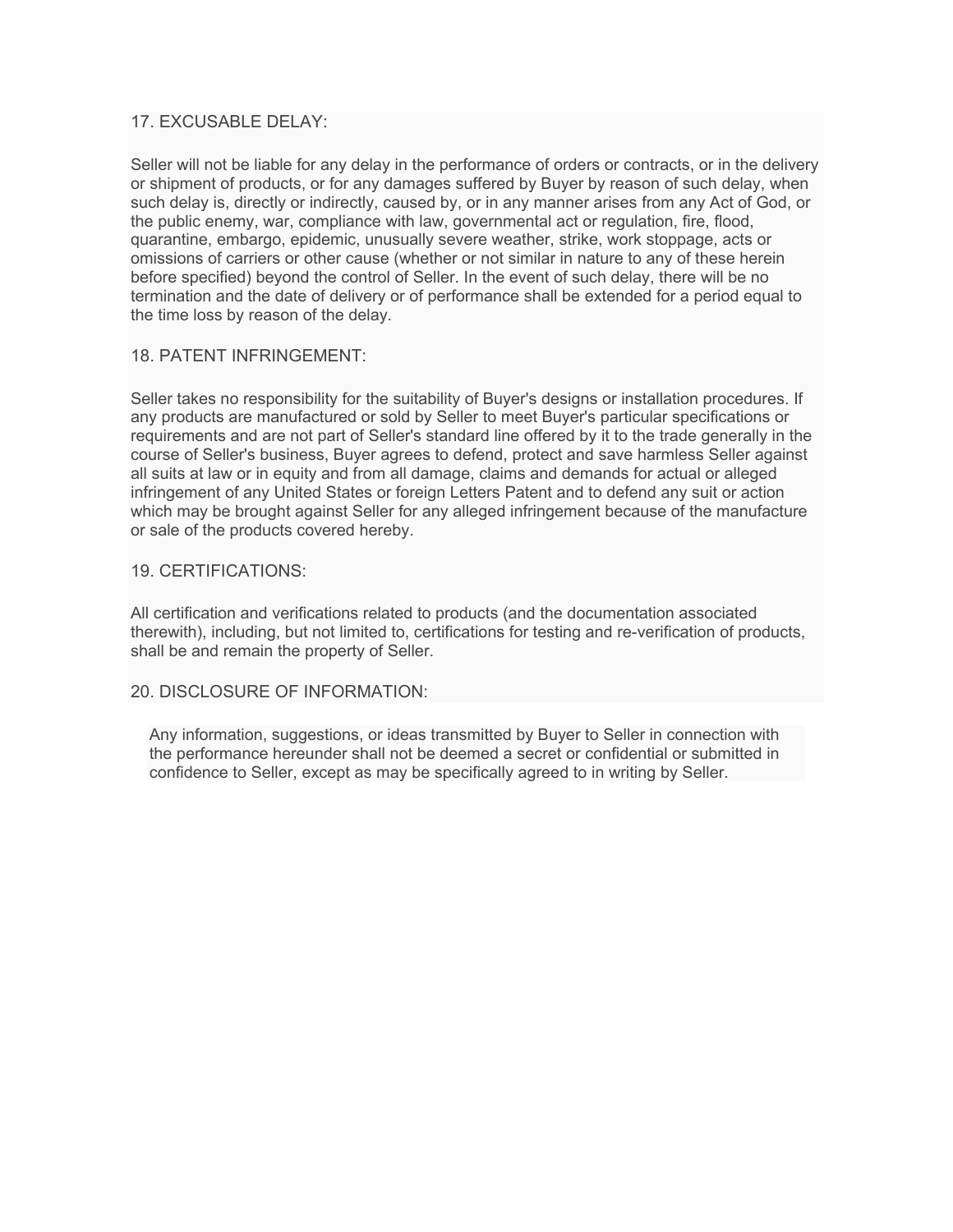17. EXCUSABLE DELAY:

Seller will not be liable for any delay in the performance of orders or contracts, or in the delivery or shipment of products, or for any damages suffered by Buyer by reason of such delay, when such delay is, directly or indirectly, caused by, or in any manner arises from any Act of God, or the public enemy, war, compliance with law, governmental act or regulation, fire, flood, quarantine, embargo, epidemic, unusually severe weather, strike, work stoppage, acts or omissions of carriers or other cause (whether or not similar in nature to any of these herein before specified) beyond the control of Seller. In the event of such delay, there will be no termination and the date of delivery or of performance shall be extended for a period equal to the time loss by reason of the delay.

18. PATENT INFRINGEMENT:

Seller takes no responsibility for the suitability of Buyer's designs or installation procedures. If any products are manufactured or sold by Seller to meet Buyer's particular specifications or requirements and are not part of Seller's standard line offered by it to the trade generally in the course of Seller's business, Buyer agrees to defend, protect and save harmless Seller against all suits at law or in equity and from all damage, claims and demands for actual or alleged infringement of any United States or foreign Letters Patent and to defend any suit or action which may be brought against Seller for any alleged infringement because of the manufacture or sale of the products covered hereby.

19. CERTIFICATIONS:

All certification and verifications related to products (and the documentation associated therewith), including, but not limited to, certifications for testing and re-verification of products, shall be and remain the property of Seller.

20. DISCLOSURE OF INFORMATION:

Any information, suggestions, or ideas transmitted by Buyer to Seller in connection with the performance hereunder shall not be deemed a secret or confidential or submitted in confidence to Seller, except as may be specifically agreed to in writing by Seller.